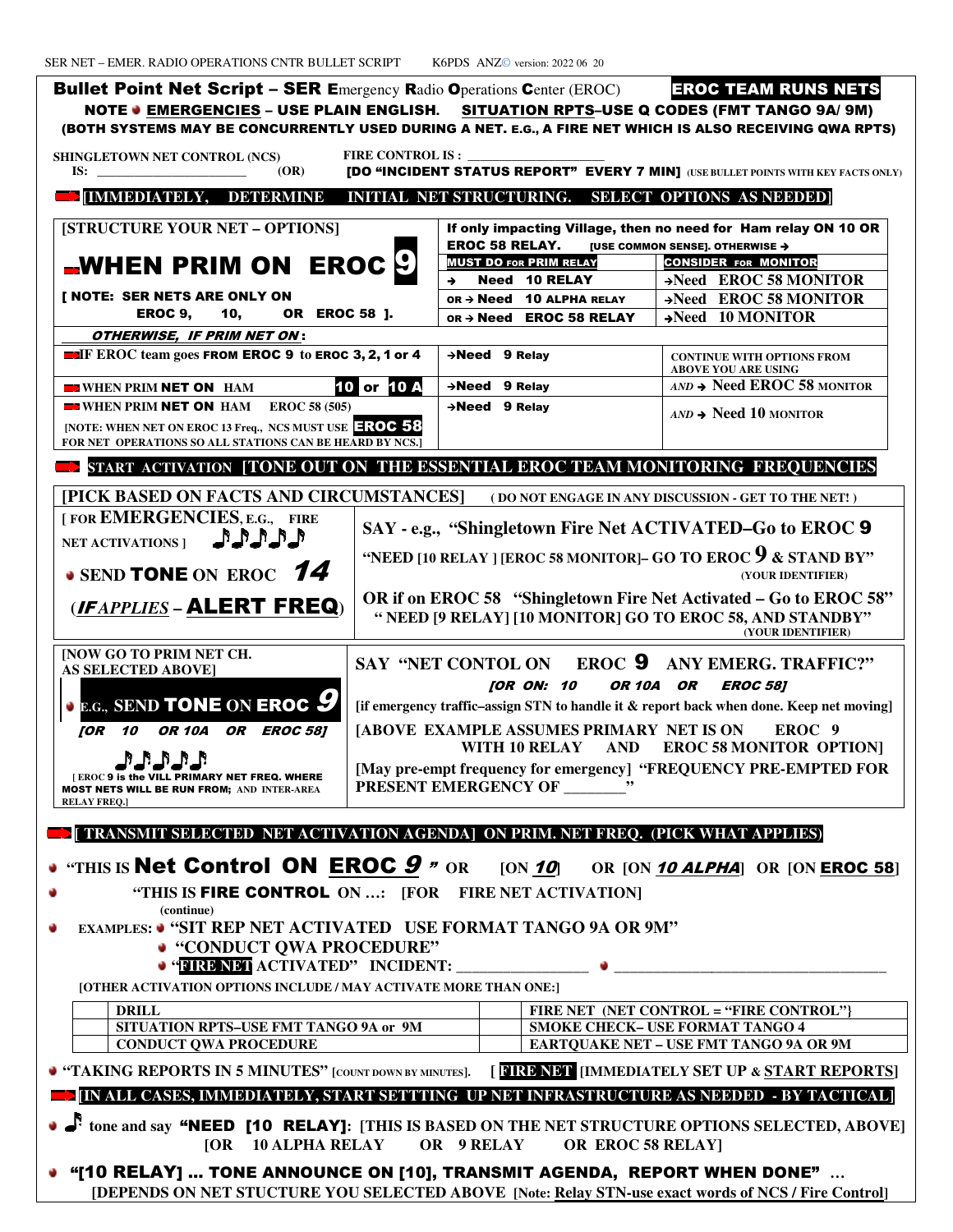# Bullet Point Net Script – SER Emergency Radio Operations Center (EROC) — EROC TEAM RUNS NETS

**NOTE ● EMERGENCIES – USE PLAIN ENGLISH. SITUATION RPTS–USE Q CODES (FMT TANGO 9A/ 9M)**
**(BOTH SYSTEMS MAY BE CONCURRENTLY USED DURING A NET. E.G., A FIRE NET WHICH IS ALSO RECEIVING QWA RPTS)**

**SHINGLETOWN NET CONTROL (NCS) IS: ______________________ (OR)** **FIRE CONTROL IS : ____________________**
**[DO "INCIDENT STATUS REPORT" EVERY 7 MIN] (USE BULLET POINTS WITH KEY FACTS ONLY)**

**➡ [IMMEDIATELY, DETERMINE INITIAL NET STRUCTURING. SELECT OPTIONS AS NEEDED]**

| [STRUCTURE YOUR NET – OPTIONS] | If only impacting Village, then no need for Ham relay ON 10 OR EROC 58 RELAY. [USE COMMON SENSE]. OTHERWISE → | |
|---|---|---|
| **WHEN PRIM ON EROC 9** | **MUST DO FOR PRIM RELAY** | **CONSIDER FOR MONITOR** |
| [ NOTE: SER NETS ARE ONLY ON EROC 9, 10, OR EROC 58 ]. | → Need 10 RELAY | →Need EROC 58 MONITOR |
| | OR → Need 10 ALPHA RELAY | →Need EROC 58 MONITOR |
| | OR → Need EROC 58 RELAY | →Need 10 MONITOR |
| *OTHERWISE, IF PRIM NET ON*: | | |
| IF EROC team goes FROM EROC 9 to EROC 3, 2, 1 or 4 | →Need 9 Relay | CONTINUE WITH OPTIONS FROM ABOVE YOU ARE USING |
| WHEN PRIM NET ON HAM 10 or 10 A | →Need 9 Relay | *AND* → Need EROC 58 MONITOR |
| WHEN PRIM NET ON HAM EROC 58 (505) [NOTE: WHEN NET ON EROC 13 Freq., NCS MUST USE EROC 58 FOR NET OPERATIONS SO ALL STATIONS CAN BE HEARD BY NCS.] | →Need 9 Relay | *AND* → Need 10 MONITOR |

**➡ START ACTIVATION [TONE OUT ON THE ESSENTIAL EROC TEAM MONITORING FREQUENCIES**

**[PICK BASED ON FACTS AND CIRCUMSTANCES]** (DO NOT ENGAGE IN ANY DISCUSSION - GET TO THE NET! )

| | |
|---|---|
| [ FOR EMERGENCIES, E.G., FIRE NET ACTIVATIONS ] ♪♪♪♪♪<br>● SEND TONE ON EROC *14*<br>(*IF APPLIES* – **ALERT FREQ**) | SAY - e.g., "Shingletown Fire Net ACTIVATED–Go to EROC 9<br>"NEED [10 RELAY ] [EROC 58 MONITOR]– GO TO EROC 9 & STAND BY" (YOUR IDENTIFIER)<br>OR if on EROC 58 "Shingletown Fire Net Activated – Go to EROC 58"<br>" NEED [9 RELAY] [10 MONITOR] GO TO EROC 58, AND STANDBY" (YOUR IDENTIFIER) |
| [NOW GO TO PRIM NET CH. AS SELECTED ABOVE]<br>● E.G., SEND TONE ON EROC *9*<br>*[OR 10 OR 10A OR EROC 58]*<br>♪♪♪♪♪<br>[ EROC 9 is the VILL PRIMARY NET FREQ. WHERE MOST NETS WILL BE RUN FROM; AND INTER-AREA RELAY FREQ.] | SAY "NET CONTOL ON EROC 9 ANY EMERG. TRAFFIC?"<br>*[OR ON: 10 OR 10A OR EROC 58]*<br>[if emergency traffic–assign STN to handle it & report back when done. Keep net moving]<br>[ABOVE EXAMPLE ASSUMES PRIMARY NET IS ON EROC 9 WITH 10 RELAY AND EROC 58 MONITOR OPTION]<br>[May pre-empt frequency for emergency] "FREQUENCY PRE-EMPTED FOR PRESENT EMERGENCY OF ________" |

**➡ [ TRANSMIT SELECTED NET ACTIVATION AGENDA] ON PRIM. NET FREQ. (PICK WHAT APPLIES)**

- **"THIS IS Net Control ON EROC *9*"** OR [ON *10*] OR [ON *10 ALPHA*] OR [ON EROC 58]
- **"THIS IS FIRE CONTROL ON …: [FOR FIRE NET ACTIVATION]** (continue)
- **EXAMPLES:** ● **"SIT REP NET ACTIVATED USE FORMAT TANGO 9A OR 9M"**
  - **"CONDUCT QWA PROCEDURE"**
  - **"FIRE NET ACTIVATED" INCIDENT: ________________** ● ________________________________

**[OTHER ACTIVATION OPTIONS INCLUDE / MAY ACTIVATE MORE THAN ONE:]**

| | | | |
|---|---|---|---|
| | DRILL | | FIRE NET (NET CONTROL = "FIRE CONTROL"} |
| | SITUATION RPTS–USE FMT TANGO 9A or 9M | | SMOKE CHECK– USE FORMAT TANGO 4 |
| | CONDUCT QWA PROCEDURE | | EARTQUAKE NET – USE FMT TANGO 9A OR 9M |

- **"TAKING REPORTS IN 5 MINUTES"** [COUNT DOWN BY MINUTES]. **[ FIRE NET [IMMEDIATELY SET UP & START REPORTS]**

**➡ [IN ALL CASES, IMMEDIATELY, START SETTTING UP NET INFRASTRUCTURE AS NEEDED - BY TACTICAL]**

- ♪ **tone and say "NEED [10 RELAY]: [THIS IS BASED ON THE NET STRUCTURE OPTIONS SELECTED, ABOVE] [OR 10 ALPHA RELAY OR 9 RELAY OR EROC 58 RELAY]**
- **"[10 RELAY] … TONE ANNOUNCE ON [10], TRANSMIT AGENDA, REPORT WHEN DONE" … [DEPENDS ON NET STUCTURE YOU SELECTED ABOVE [Note: Relay STN-use exact words of NCS / Fire Control]**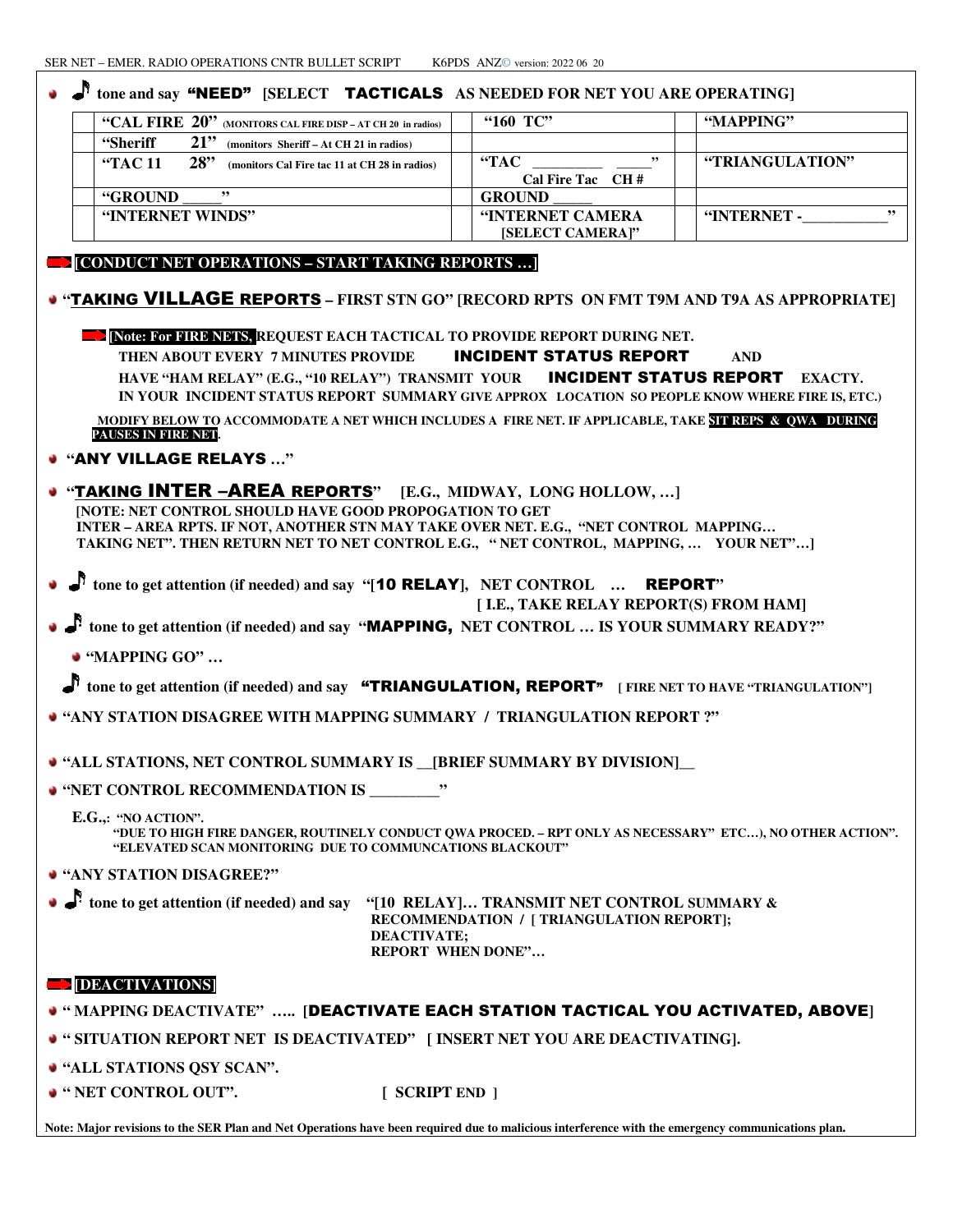- ♪ tone and say **"NEED"** [SELECT **TACTICALS** AS NEEDED FOR NET YOU ARE OPERATING]

| | | | | | |
|---|---|---|---|---|---|
| | "CAL FIRE 20" (MONITORS CAL FIRE DISP – AT CH 20 in radios) | | "160 TC" | | "MAPPING" |
| | "Sheriff 21" (monitors Sheriff – At CH 21 in radios) | | | | |
| | "TAC 11 28" (monitors Cal Fire tac 11 at CH 28 in radios) | | "TAC _________ ____" Cal Fire Tac CH # | | "TRIANGULATION" |
| | "GROUND _____" | | GROUND _____ | | |
| | "INTERNET WINDS" | | "INTERNET CAMERA [SELECT CAMERA]" | | "INTERNET -__________" |

**[CONDUCT NET OPERATIONS – START TAKING REPORTS …]**

- "**TAKING VILLAGE REPORTS** – FIRST STN GO" [RECORD RPTS ON FMT T9M AND T9A AS APPROPRIATE]

**[Note: For FIRE NETS,** REQUEST EACH TACTICAL TO PROVIDE REPORT DURING NET.
THEN ABOUT EVERY 7 MINUTES PROVIDE **INCIDENT STATUS REPORT** AND
HAVE "HAM RELAY" (E.G., "10 RELAY") TRANSMIT YOUR **INCIDENT STATUS REPORT** EXACTY.
IN YOUR INCIDENT STATUS REPORT SUMMARY GIVE APPROX LOCATION SO PEOPLE KNOW WHERE FIRE IS, ETC.)

MODIFY BELOW TO ACCOMMODATE A NET WHICH INCLUDES A FIRE NET. IF APPLICABLE, TAKE **SIT REPS & QWA DURING PAUSES IN FIRE NET**.

- "**ANY VILLAGE RELAYS** …"

- "**TAKING INTER –AREA REPORTS**" [E.G., MIDWAY, LONG HOLLOW, …]
  [NOTE: NET CONTROL SHOULD HAVE GOOD PROPOGATION TO GET
  INTER – AREA RPTS. IF NOT, ANOTHER STN MAY TAKE OVER NET. E.G., "NET CONTROL MAPPING… TAKING NET". THEN RETURN NET TO NET CONTROL E.G., " NET CONTROL, MAPPING, … YOUR NET"…]

- ♪ tone to get attention (if needed) and say "[**10 RELAY**], NET CONTROL … **REPORT**"
  [ I.E., TAKE RELAY REPORT(S) FROM HAM]

- ♪ tone to get attention (if needed) and say "**MAPPING**, NET CONTROL … IS YOUR SUMMARY READY?"
  - "MAPPING GO" …

♪ tone to get attention (if needed) and say **"TRIANGULATION, REPORT"** [ FIRE NET TO HAVE "TRIANGULATION"]

- "ANY STATION DISAGREE WITH MAPPING SUMMARY / TRIANGULATION REPORT ?"

- "ALL STATIONS, NET CONTROL SUMMARY IS __[BRIEF SUMMARY BY DIVISION]__
- "NET CONTROL RECOMMENDATION IS _________"

E.G.,: "NO ACTION".
"DUE TO HIGH FIRE DANGER, ROUTINELY CONDUCT QWA PROCED. – RPT ONLY AS NECESSARY" ETC…), NO OTHER ACTION".
"ELEVATED SCAN MONITORING DUE TO COMMUNCATIONS BLACKOUT"

- "ANY STATION DISAGREE?"

- ♪ tone to get attention (if needed) and say "[10 RELAY]… TRANSMIT NET CONTROL SUMMARY & RECOMMENDATION / [ TRIANGULATION REPORT]; DEACTIVATE; REPORT WHEN DONE"…

**[DEACTIVATIONS]**

- " MAPPING DEACTIVATE" ….. [**DEACTIVATE EACH STATION TACTICAL YOU ACTIVATED, ABOVE**]
- " SITUATION REPORT NET IS DEACTIVATED" [ INSERT NET YOU ARE DEACTIVATING].
- "ALL STATIONS QSY SCAN".
- " NET CONTROL OUT". [ SCRIPT END ]

Note: Major revisions to the SER Plan and Net Operations have been required due to malicious interference with the emergency communications plan.